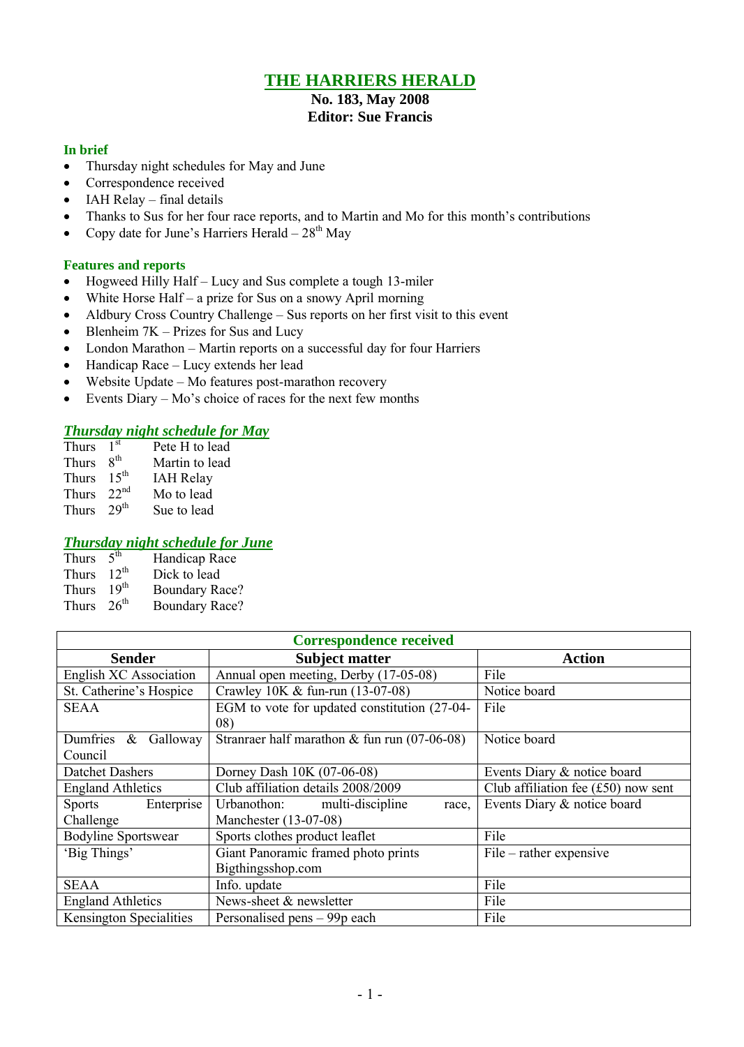# THE HARRIERS HERALD

**No. 183, May 2008**
**Editor: Sue Francis**

### In brief

- Thursday night schedules for May and June
- Correspondence received
- IAH Relay – final details
- Thanks to Sus for her four race reports, and to Martin and Mo for this month's contributions
- Copy date for June's Harriers Herald – 28th May

### Features and reports

- Hogweed Hilly Half – Lucy and Sus complete a tough 13-miler
- White Horse Half – a prize for Sus on a snowy April morning
- Aldbury Cross Country Challenge – Sus reports on her first visit to this event
- Blenheim 7K – Prizes for Sus and Lucy
- London Marathon – Martin reports on a successful day for four Harriers
- Handicap Race – Lucy extends her lead
- Website Update – Mo features post-marathon recovery
- Events Diary – Mo's choice of races for the next few months

### *Thursday night schedule for May*

| | | |
|---|---|---|
| Thurs | 1st | Pete H to lead |
| Thurs | 8th | Martin to lead |
| Thurs | 15th | IAH Relay |
| Thurs | 22nd | Mo to lead |
| Thurs | 29th | Sue to lead |

### *Thursday night schedule for June*

| | | |
|---|---|---|
| Thurs | 5th | Handicap Race |
| Thurs | 12th | Dick to lead |
| Thurs | 19th | Boundary Race? |
| Thurs | 26th | Boundary Race? |

### Correspondence received

| Sender | Subject matter | Action |
|---|---|---|
| English XC Association | Annual open meeting, Derby (17-05-08) | File |
| St. Catherine's Hospice | Crawley 10K & fun-run (13-07-08) | Notice board |
| SEAA | EGM to vote for updated constitution (27-04-08) | File |
| Dumfries & Galloway Council | Stranraer half marathon & fun run (07-06-08) | Notice board |
| Datchet Dashers | Dorney Dash 10K (07-06-08) | Events Diary & notice board |
| England Athletics | Club affiliation details 2008/2009 | Club affiliation fee (£50) now sent |
| Sports Enterprise Challenge | Urbanothon: multi-discipline race, Manchester (13-07-08) | Events Diary & notice board |
| Bodyline Sportswear | Sports clothes product leaflet | File |
| 'Big Things' | Giant Panoramic framed photo prints Bigthingsshop.com | File – rather expensive |
| SEAA | Info. update | File |
| England Athletics | News-sheet & newsletter | File |
| Kensington Specialities | Personalised pens – 99p each | File |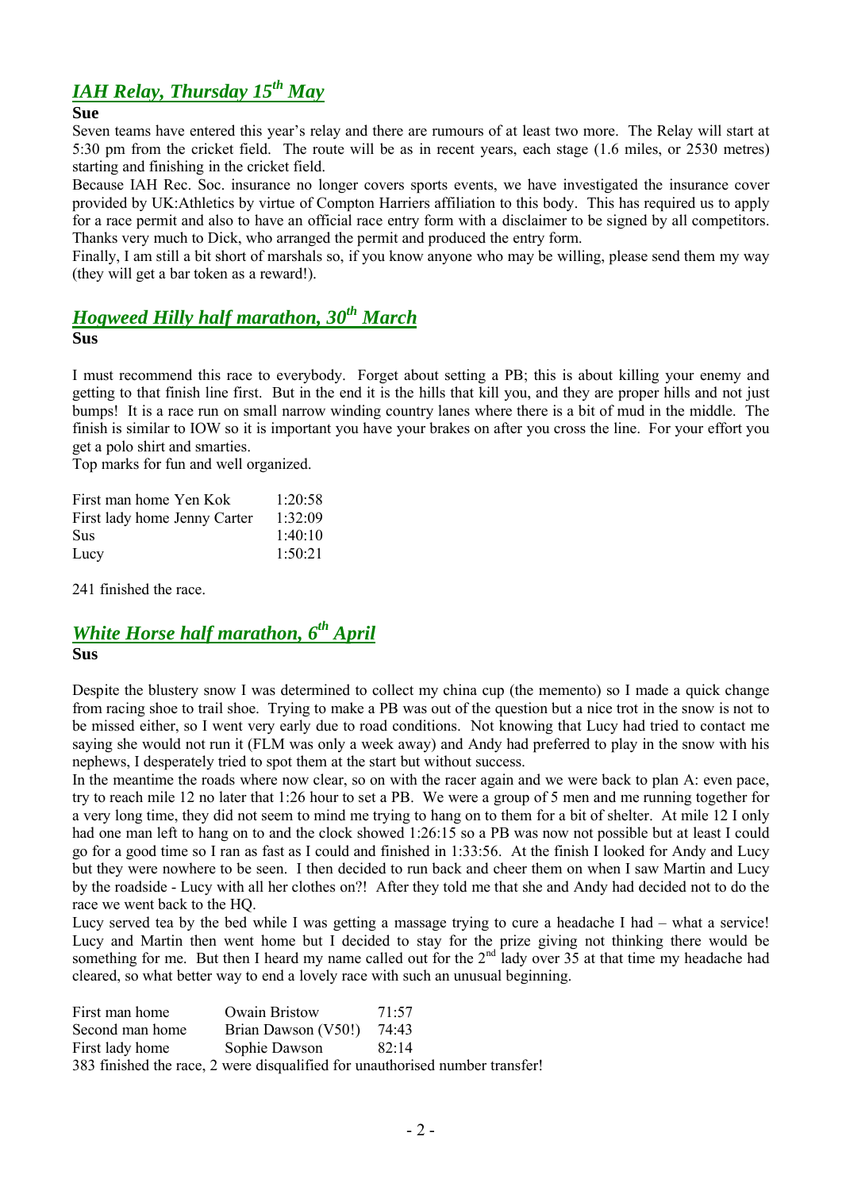## *IAH Relay, Thursday 15th May*

**Sue**

Seven teams have entered this year's relay and there are rumours of at least two more. The Relay will start at 5:30 pm from the cricket field. The route will be as in recent years, each stage (1.6 miles, or 2530 metres) starting and finishing in the cricket field.

Because IAH Rec. Soc. insurance no longer covers sports events, we have investigated the insurance cover provided by UK:Athletics by virtue of Compton Harriers affiliation to this body. This has required us to apply for a race permit and also to have an official race entry form with a disclaimer to be signed by all competitors. Thanks very much to Dick, who arranged the permit and produced the entry form.

Finally, I am still a bit short of marshals so, if you know anyone who may be willing, please send them my way (they will get a bar token as a reward!).

## *Hogweed Hilly half marathon, 30th March*

**Sus**

I must recommend this race to everybody. Forget about setting a PB; this is about killing your enemy and getting to that finish line first. But in the end it is the hills that kill you, and they are proper hills and not just bumps! It is a race run on small narrow winding country lanes where there is a bit of mud in the middle. The finish is similar to IOW so it is important you have your brakes on after you cross the line. For your effort you get a polo shirt and smarties.

Top marks for fun and well organized.

| | |
|---|---|
| First man home Yen Kok | 1:20:58 |
| First lady home Jenny Carter | 1:32:09 |
| Sus | 1:40:10 |
| Lucy | 1:50:21 |

241 finished the race.

## *White Horse half marathon, 6th April*

**Sus**

Despite the blustery snow I was determined to collect my china cup (the memento) so I made a quick change from racing shoe to trail shoe. Trying to make a PB was out of the question but a nice trot in the snow is not to be missed either, so I went very early due to road conditions. Not knowing that Lucy had tried to contact me saying she would not run it (FLM was only a week away) and Andy had preferred to play in the snow with his nephews, I desperately tried to spot them at the start but without success.

In the meantime the roads where now clear, so on with the racer again and we were back to plan A: even pace, try to reach mile 12 no later that 1:26 hour to set a PB. We were a group of 5 men and me running together for a very long time, they did not seem to mind me trying to hang on to them for a bit of shelter. At mile 12 I only had one man left to hang on to and the clock showed 1:26:15 so a PB was now not possible but at least I could go for a good time so I ran as fast as I could and finished in 1:33:56. At the finish I looked for Andy and Lucy but they were nowhere to be seen. I then decided to run back and cheer them on when I saw Martin and Lucy by the roadside - Lucy with all her clothes on?! After they told me that she and Andy had decided not to do the race we went back to the HQ.

Lucy served tea by the bed while I was getting a massage trying to cure a headache I had – what a service! Lucy and Martin then went home but I decided to stay for the prize giving not thinking there would be something for me. But then I heard my name called out for the 2nd lady over 35 at that time my headache had cleared, so what better way to end a lovely race with such an unusual beginning.

| | | |
|---|---|---|
| First man home | Owain Bristow | 71:57 |
| Second man home | Brian Dawson (V50!) | 74:43 |
| First lady home | Sophie Dawson | 82:14 |

383 finished the race, 2 were disqualified for unauthorised number transfer!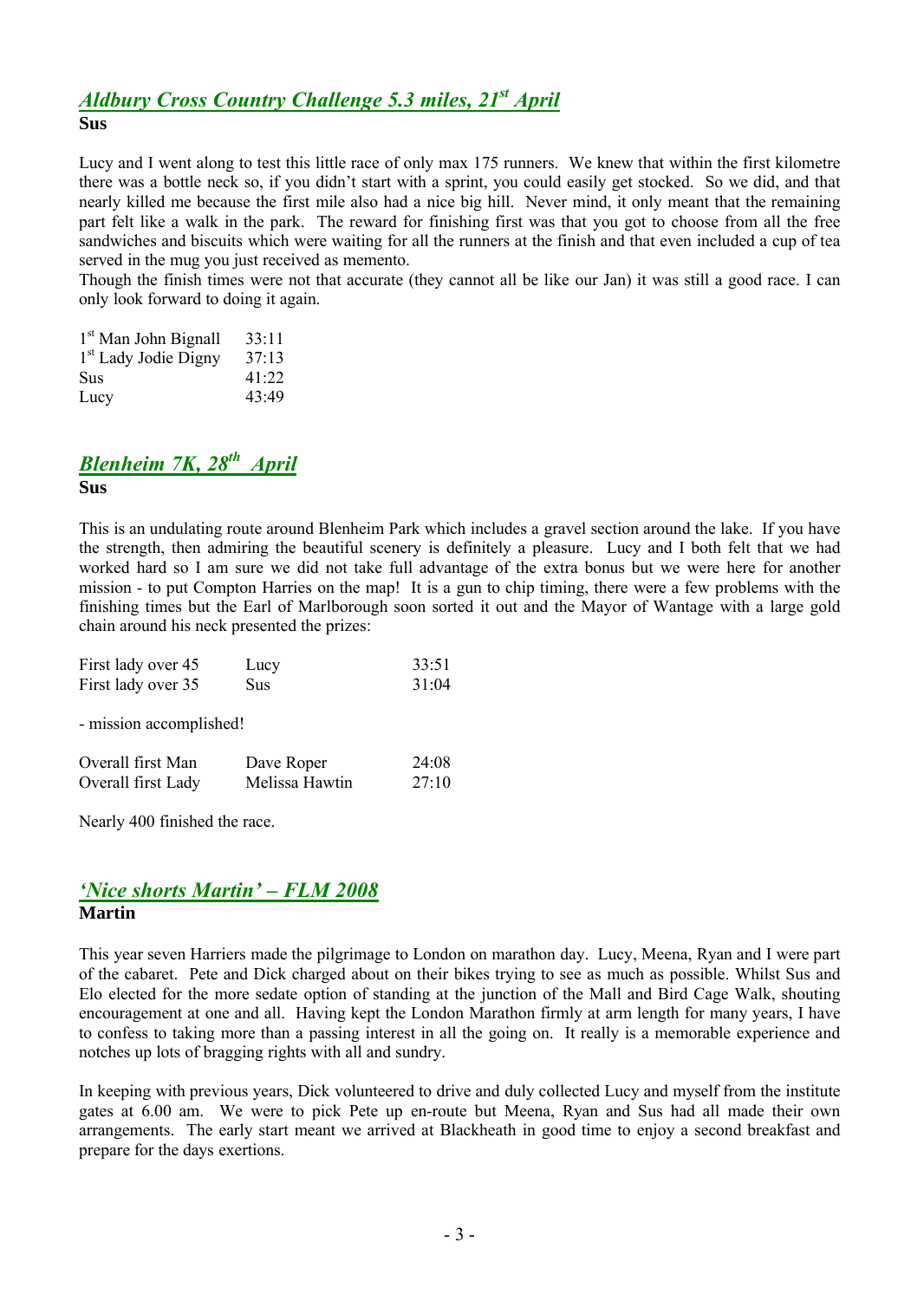## *Aldbury Cross Country Challenge 5.3 miles, 21st April*

**Sus**

Lucy and I went along to test this little race of only max 175 runners. We knew that within the first kilometre there was a bottle neck so, if you didn't start with a sprint, you could easily get stocked. So we did, and that nearly killed me because the first mile also had a nice big hill. Never mind, it only meant that the remaining part felt like a walk in the park. The reward for finishing first was that you got to choose from all the free sandwiches and biscuits which were waiting for all the runners at the finish and that even included a cup of tea served in the mug you just received as memento.

Though the finish times were not that accurate (they cannot all be like our Jan) it was still a good race. I can only look forward to doing it again.

| | |
|---|---|
| 1st Man John Bignall | 33:11 |
| 1st Lady Jodie Digny | 37:13 |
| Sus | 41:22 |
| Lucy | 43:49 |

## *Blenheim 7K, 28th April*

**Sus**

This is an undulating route around Blenheim Park which includes a gravel section around the lake. If you have the strength, then admiring the beautiful scenery is definitely a pleasure. Lucy and I both felt that we had worked hard so I am sure we did not take full advantage of the extra bonus but we were here for another mission - to put Compton Harries on the map! It is a gun to chip timing, there were a few problems with the finishing times but the Earl of Marlborough soon sorted it out and the Mayor of Wantage with a large gold chain around his neck presented the prizes:

| | | |
|---|---|---|
| First lady over 45 | Lucy | 33:51 |
| First lady over 35 | Sus | 31:04 |

- mission accomplished!

| | | |
|---|---|---|
| Overall first Man | Dave Roper | 24:08 |
| Overall first Lady | Melissa Hawtin | 27:10 |

Nearly 400 finished the race.

## *'Nice shorts Martin' – FLM 2008*

**Martin**

This year seven Harriers made the pilgrimage to London on marathon day. Lucy, Meena, Ryan and I were part of the cabaret. Pete and Dick charged about on their bikes trying to see as much as possible. Whilst Sus and Elo elected for the more sedate option of standing at the junction of the Mall and Bird Cage Walk, shouting encouragement at one and all. Having kept the London Marathon firmly at arm length for many years, I have to confess to taking more than a passing interest in all the going on. It really is a memorable experience and notches up lots of bragging rights with all and sundry.

In keeping with previous years, Dick volunteered to drive and duly collected Lucy and myself from the institute gates at 6.00 am. We were to pick Pete up en-route but Meena, Ryan and Sus had all made their own arrangements. The early start meant we arrived at Blackheath in good time to enjoy a second breakfast and prepare for the days exertions.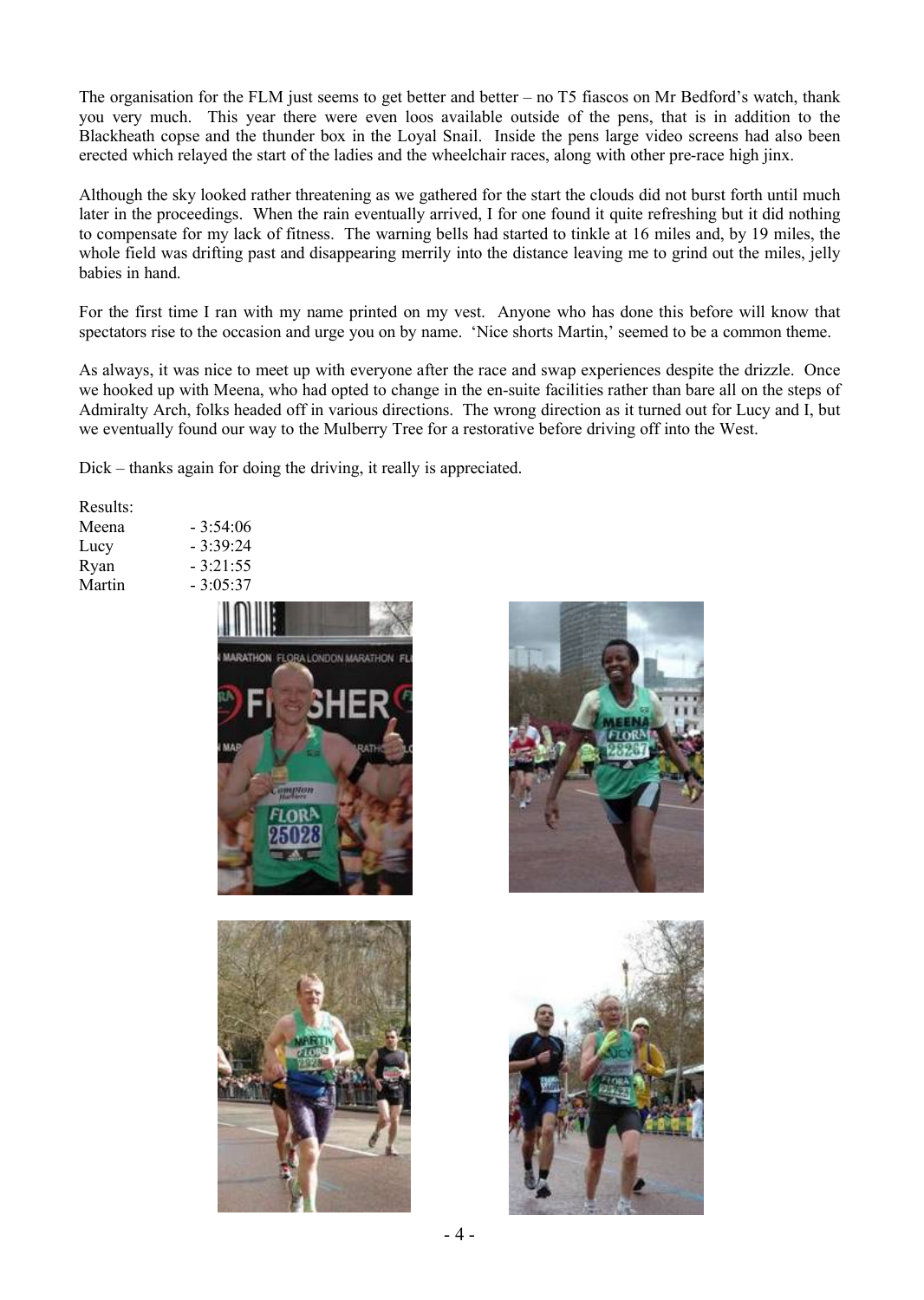The organisation for the FLM just seems to get better and better – no T5 fiascos on Mr Bedford's watch, thank you very much. This year there were even loos available outside of the pens, that is in addition to the Blackheath copse and the thunder box in the Loyal Snail. Inside the pens large video screens had also been erected which relayed the start of the ladies and the wheelchair races, along with other pre-race high jinx.

Although the sky looked rather threatening as we gathered for the start the clouds did not burst forth until much later in the proceedings. When the rain eventually arrived, I for one found it quite refreshing but it did nothing to compensate for my lack of fitness. The warning bells had started to tinkle at 16 miles and, by 19 miles, the whole field was drifting past and disappearing merrily into the distance leaving me to grind out the miles, jelly babies in hand.

For the first time I ran with my name printed on my vest. Anyone who has done this before will know that spectators rise to the occasion and urge you on by name. 'Nice shorts Martin,' seemed to be a common theme.

As always, it was nice to meet up with everyone after the race and swap experiences despite the drizzle. Once we hooked up with Meena, who had opted to change in the en-suite facilities rather than bare all on the steps of Admiralty Arch, folks headed off in various directions. The wrong direction as it turned out for Lucy and I, but we eventually found our way to the Mulberry Tree for a restorative before driving off into the West.

Dick – thanks again for doing the driving, it really is appreciated.

Results:

| | |
|---|---|
| Meena | - 3:54:06 |
| Lucy | - 3:39:24 |
| Ryan | - 3:21:55 |
| Martin | - 3:05:37 |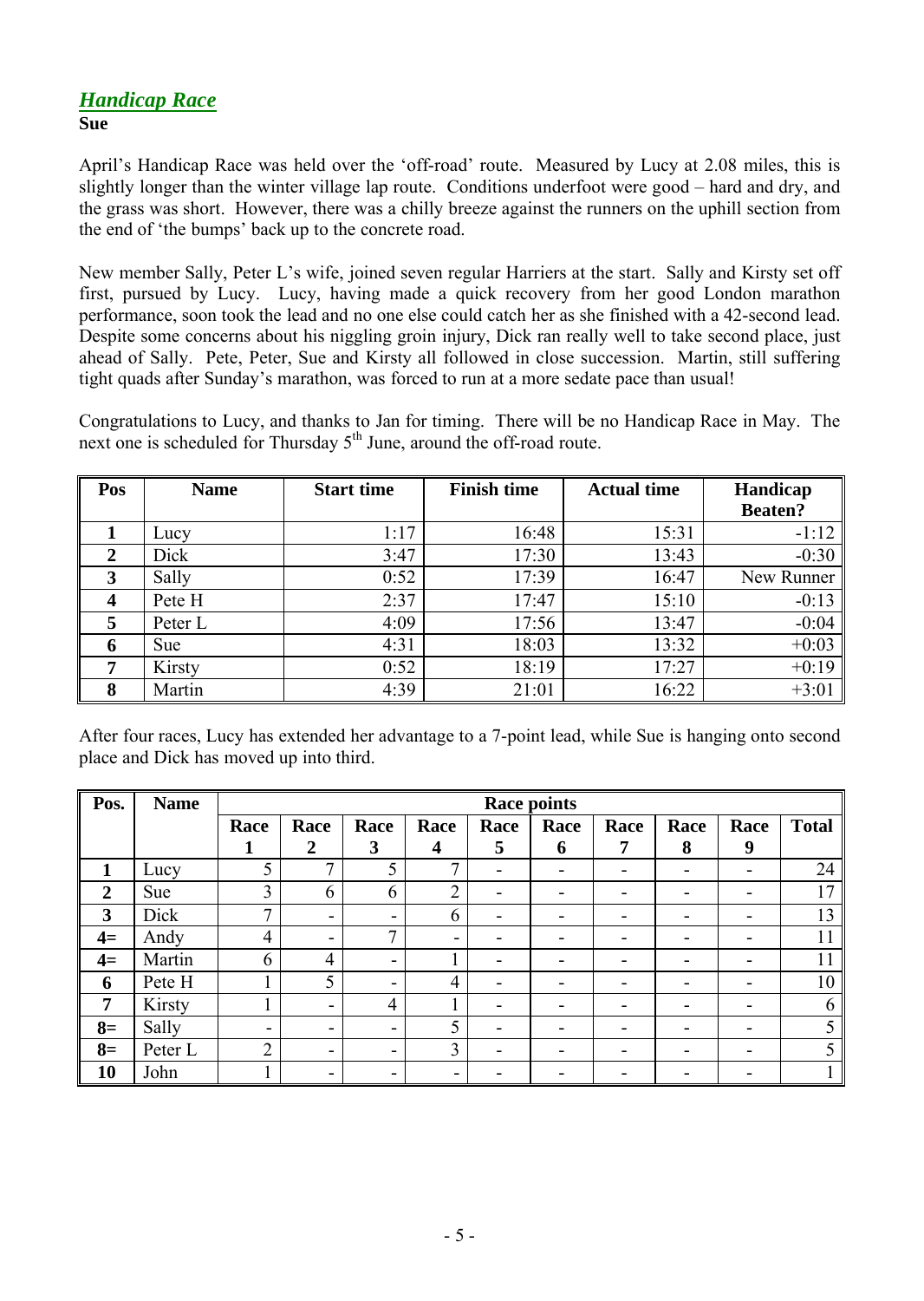## *Handicap Race*

**Sue**

April's Handicap Race was held over the 'off-road' route. Measured by Lucy at 2.08 miles, this is slightly longer than the winter village lap route. Conditions underfoot were good – hard and dry, and the grass was short. However, there was a chilly breeze against the runners on the uphill section from the end of 'the bumps' back up to the concrete road.

New member Sally, Peter L's wife, joined seven regular Harriers at the start. Sally and Kirsty set off first, pursued by Lucy. Lucy, having made a quick recovery from her good London marathon performance, soon took the lead and no one else could catch her as she finished with a 42-second lead. Despite some concerns about his niggling groin injury, Dick ran really well to take second place, just ahead of Sally. Pete, Peter, Sue and Kirsty all followed in close succession. Martin, still suffering tight quads after Sunday's marathon, was forced to run at a more sedate pace than usual!

Congratulations to Lucy, and thanks to Jan for timing. There will be no Handicap Race in May. The next one is scheduled for Thursday 5th June, around the off-road route.

| Pos | Name | Start time | Finish time | Actual time | Handicap Beaten? |
|---|---|---|---|---|---|
| 1 | Lucy | 1:17 | 16:48 | 15:31 | -1:12 |
| 2 | Dick | 3:47 | 17:30 | 13:43 | -0:30 |
| 3 | Sally | 0:52 | 17:39 | 16:47 | New Runner |
| 4 | Pete H | 2:37 | 17:47 | 15:10 | -0:13 |
| 5 | Peter L | 4:09 | 17:56 | 13:47 | -0:04 |
| 6 | Sue | 4:31 | 18:03 | 13:32 | +0:03 |
| 7 | Kirsty | 0:52 | 18:19 | 17:27 | +0:19 |
| 8 | Martin | 4:39 | 21:01 | 16:22 | +3:01 |

After four races, Lucy has extended her advantage to a 7-point lead, while Sue is hanging onto second place and Dick has moved up into third.

| Pos. | Name | Race points | | | | | | | | | |
|---|---|---|---|---|---|---|---|---|---|---|---|
| | | Race 1 | Race 2 | Race 3 | Race 4 | Race 5 | Race 6 | Race 7 | Race 8 | Race 9 | Total |
| 1 | Lucy | 5 | 7 | 5 | 7 | - | - | - | - | - | 24 |
| 2 | Sue | 3 | 6 | 6 | 2 | - | - | - | - | - | 17 |
| 3 | Dick | 7 | - | - | 6 | - | - | - | - | - | 13 |
| 4= | Andy | 4 | - | 7 | - | - | - | - | - | - | 11 |
| 4= | Martin | 6 | 4 | - | 1 | - | - | - | - | - | 11 |
| 6 | Pete H | 1 | 5 | - | 4 | - | - | - | - | - | 10 |
| 7 | Kirsty | 1 | - | 4 | 1 | - | - | - | - | - | 6 |
| 8= | Sally | - | - | - | 5 | - | - | - | - | - | 5 |
| 8= | Peter L | 2 | - | - | 3 | - | - | - | - | - | 5 |
| 10 | John | 1 | - | - | - | - | - | - | - | - | 1 |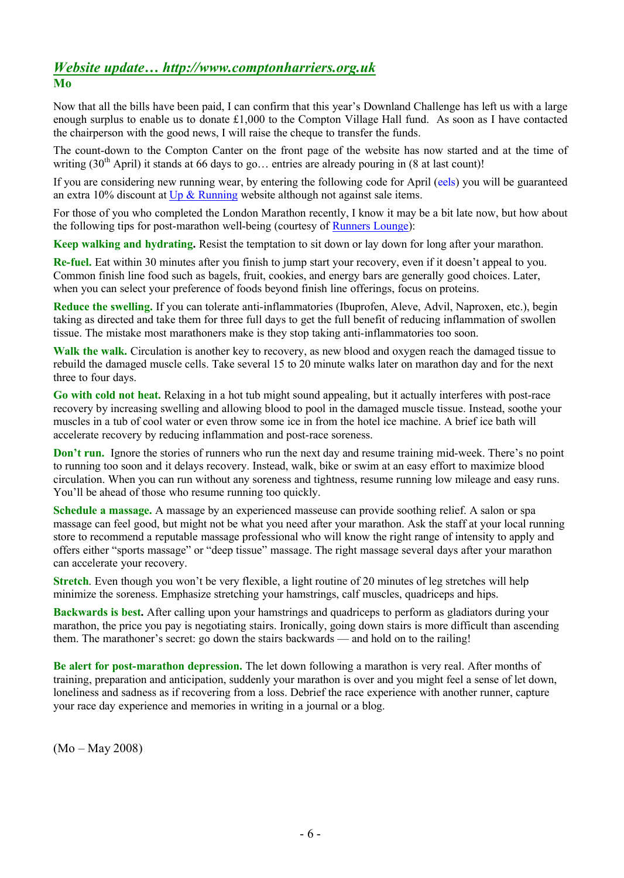## *Website update… http://www.comptonharriers.org.uk*

**Mo**

Now that all the bills have been paid, I can confirm that this year's Downland Challenge has left us with a large enough surplus to enable us to donate £1,000 to the Compton Village Hall fund. As soon as I have contacted the chairperson with the good news, I will raise the cheque to transfer the funds.

The count-down to the Compton Canter on the front page of the website has now started and at the time of writing (30th April) it stands at 66 days to go… entries are already pouring in (8 at last count)!

If you are considering new running wear, by entering the following code for April (eels) you will be guaranteed an extra 10% discount at Up & Running website although not against sale items.

For those of you who completed the London Marathon recently, I know it may be a bit late now, but how about the following tips for post-marathon well-being (courtesy of Runners Lounge):

**Keep walking and hydrating.** Resist the temptation to sit down or lay down for long after your marathon.

**Re-fuel.** Eat within 30 minutes after you finish to jump start your recovery, even if it doesn't appeal to you. Common finish line food such as bagels, fruit, cookies, and energy bars are generally good choices. Later, when you can select your preference of foods beyond finish line offerings, focus on proteins.

**Reduce the swelling.** If you can tolerate anti-inflammatories (Ibuprofen, Aleve, Advil, Naproxen, etc.), begin taking as directed and take them for three full days to get the full benefit of reducing inflammation of swollen tissue. The mistake most marathoners make is they stop taking anti-inflammatories too soon.

**Walk the walk.** Circulation is another key to recovery, as new blood and oxygen reach the damaged tissue to rebuild the damaged muscle cells. Take several 15 to 20 minute walks later on marathon day and for the next three to four days.

**Go with cold not heat.** Relaxing in a hot tub might sound appealing, but it actually interferes with post-race recovery by increasing swelling and allowing blood to pool in the damaged muscle tissue. Instead, soothe your muscles in a tub of cool water or even throw some ice in from the hotel ice machine. A brief ice bath will accelerate recovery by reducing inflammation and post-race soreness.

**Don't run.** Ignore the stories of runners who run the next day and resume training mid-week. There's no point to running too soon and it delays recovery. Instead, walk, bike or swim at an easy effort to maximize blood circulation. When you can run without any soreness and tightness, resume running low mileage and easy runs. You'll be ahead of those who resume running too quickly.

**Schedule a massage.** A massage by an experienced masseuse can provide soothing relief. A salon or spa massage can feel good, but might not be what you need after your marathon. Ask the staff at your local running store to recommend a reputable massage professional who will know the right range of intensity to apply and offers either "sports massage" or "deep tissue" massage. The right massage several days after your marathon can accelerate your recovery.

**Stretch**. Even though you won't be very flexible, a light routine of 20 minutes of leg stretches will help minimize the soreness. Emphasize stretching your hamstrings, calf muscles, quadriceps and hips.

**Backwards is best.** After calling upon your hamstrings and quadriceps to perform as gladiators during your marathon, the price you pay is negotiating stairs. Ironically, going down stairs is more difficult than ascending them. The marathoner's secret: go down the stairs backwards — and hold on to the railing!

**Be alert for post-marathon depression.** The let down following a marathon is very real. After months of training, preparation and anticipation, suddenly your marathon is over and you might feel a sense of let down, loneliness and sadness as if recovering from a loss. Debrief the race experience with another runner, capture your race day experience and memories in writing in a journal or a blog.

(Mo – May 2008)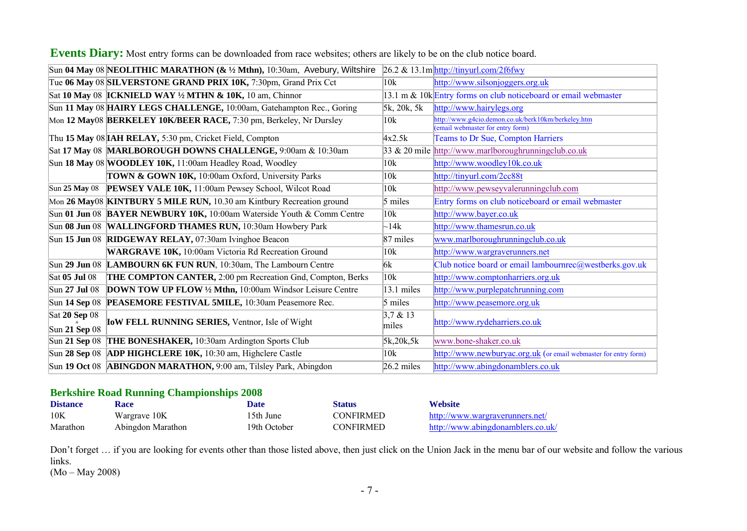**Events Diary:** Most entry forms can be downloaded from race websites; others are likely to be on the club notice board.

| | | | |
|---|---|---|---|
| Sun **04 May** 08 | **NEOLITHIC MARATHON (& ½ Mthn),** 10:30am, Avebury, Wiltshire | 26.2 & 13.1m | http://tinyurl.com/2f6fwy |
| Tue **06 May** 08 | **SILVERSTONE GRAND PRIX 10K,** 7:30pm, Grand Prix Cct | 10k | http://www.silsonjoggers.org.uk |
| Sat **10 May** 08 | **ICKNIELD WAY ½ MTHN & 10K,** 10 am, Chinnor | 13.1 m & 10k | Entry forms on club noticeboard or email webmaster |
| Sun **11 May** 08 | **HAIRY LEGS CHALLENGE,** 10:00am, Gatehampton Rec., Goring | 5k, 20k, 5k | http://www.hairylegs.org |
| Mon **12 May**08 | **BERKELEY 10K/BEER RACE,** 7:30 pm, Berkeley, Nr Dursley | 10k | http://www.g4cio.demon.co.uk/berk10km/berkeley.htm (email webmaster for entry form) |
| Thu **15 May** 08 | **IAH RELAY,** 5:30 pm, Cricket Field, Compton | 4x2.5k | Teams to Dr Sue, Compton Harriers |
| Sat **17 May** 08 | **MARLBOROUGH DOWNS CHALLENGE,** 9:00am & 10:30am | 33 & 20 mile | http://www.marlboroughrunningclub.co.uk |
| Sun **18 May** 08 | **WOODLEY 10K,** 11:00am Headley Road, Woodley | 10k | http://www.woodley10k.co.uk |
| | **TOWN & GOWN 10K,** 10:00am Oxford, University Parks | 10k | http://tinyurl.com/2cc88t |
| Sun **25 May** 08 | **PEWSEY VALE 10K,** 11:00am Pewsey School, Wilcot Road | 10k | http://www.pewseyvalerunningclub.com |
| Mon **26 May**08 | **KINTBURY 5 MILE RUN,** 10.30 am Kintbury Recreation ground | 5 miles | Entry forms on club noticeboard or email webmaster |
| Sun **01 Jun** 08 | **BAYER NEWBURY 10K,** 10:00am Waterside Youth & Comm Centre | 10k | http://www.bayer.co.uk |
| Sun **08 Jun** 08 | **WALLINGFORD THAMES RUN,** 10:30am Howbery Park | ~14k | http://www.thamesrun.co.uk |
| Sun **15 Jun** 08 | **RIDGEWAY RELAY,** 07:30am Ivinghoe Beacon | 87 miles | www.marlboroughrunningclub.co.uk |
| | **WARGRAVE 10K,** 10:00am Victoria Rd Recreation Ground | 10k | http://www.wargraverunners.net |
| Sun **29 Jun** 08 | **LAMBOURN 6K FUN RUN**, 10:30am, The Lambourn Centre | 6k | Club notice board or email lambournrec@westberks.gov.uk |
| Sat **05 Jul** 08 | **THE COMPTON CANTER,** 2:00 pm Recreation Gnd, Compton, Berks | 10k | http://www.comptonharriers.org.uk |
| Sun **27 Jul** 08 | **DOWN TOW UP FLOW ½ Mthn,** 10:00am Windsor Leisure Centre | 13.1 miles | http://www.purplepatchrunning.com |
| Sun **14 Sep** 08 | **PEASEMORE FESTIVAL 5MILE,** 10:30am Peasemore Rec. | 5 miles | http://www.peasemore.org.uk |
| Sat **20 Sep** 08 & Sun **21 Sep** 08 | **IoW FELL RUNNING SERIES,** Ventnor, Isle of Wight | 3,7 & 13 miles | http://www.rydeharriers.co.uk |
| Sun **21 Sep** 08 | **THE BONESHAKER,** 10:30am Ardington Sports Club | 5k,20k,5k | www.bone-shaker.co.uk |
| Sun **28 Sep** 08 | **ADP HIGHCLERE 10K,** 10:30 am, Highclere Castle | 10k | http://www.newburyac.org.uk (or email webmaster for entry form) |
| Sun **19 Oct** 08 | **ABINGDON MARATHON,** 9:00 am, Tilsley Park, Abingdon | 26.2 miles | http://www.abingdonamblers.co.uk |

## Berkshire Road Running Championships 2008

| Distance | Race | Date | Status | Website |
|---|---|---|---|---|
| 10K | Wargrave 10K | 15th June | CONFIRMED | http://www.wargraverunners.net/ |
| Marathon | Abingdon Marathon | 19th October | CONFIRMED | http://www.abingdonamblers.co.uk/ |

Don't forget … if you are looking for events other than those listed above, then just click on the Union Jack in the menu bar of our website and follow the various links.
(Mo – May 2008)